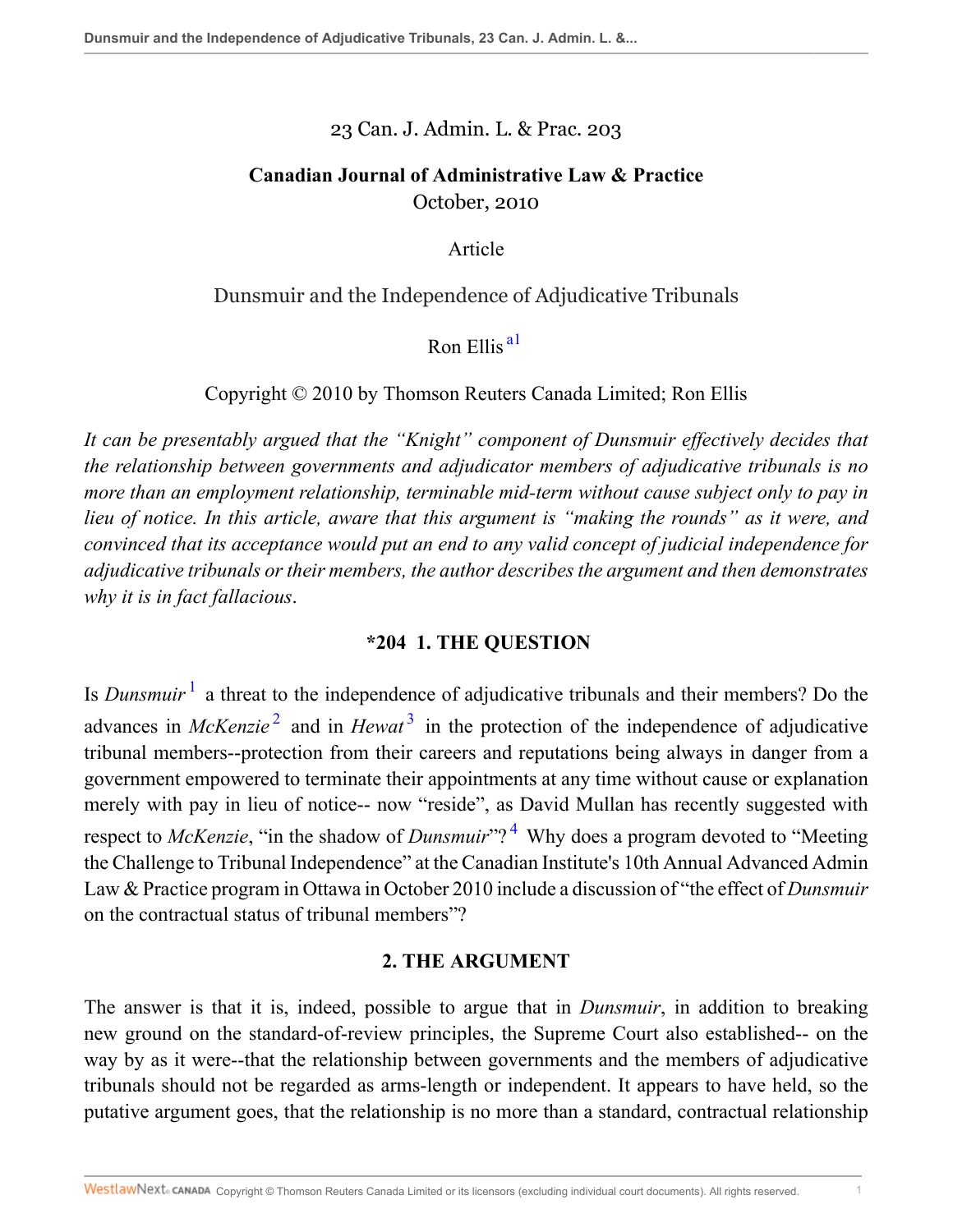23 Can. J. Admin. L. & Prac. 203

**Canadian Journal of Administrative Law & Practice**
October, 2010

Article

# Dunsmuir and the Independence of Adjudicative Tribunals

Ron Ellis [a1]

Copyright © 2010 by Thomson Reuters Canada Limited; Ron Ellis

*It can be presentably argued that the "Knight" component of Dunsmuir effectively decides that the relationship between governments and adjudicator members of adjudicative tribunals is no more than an employment relationship, terminable mid-term without cause subject only to pay in lieu of notice. In this article, aware that this argument is "making the rounds" as it were, and convinced that its acceptance would put an end to any valid concept of judicial independence for adjudicative tribunals or their members, the author describes the argument and then demonstrates why it is in fact fallacious.*

## *204 1. THE QUESTION

Is *Dunsmuir* [1] a threat to the independence of adjudicative tribunals and their members? Do the advances in *McKenzie* [2] and in *Hewat* [3] in the protection of the independence of adjudicative tribunal members--protection from their careers and reputations being always in danger from a government empowered to terminate their appointments at any time without cause or explanation merely with pay in lieu of notice-- now "reside", as David Mullan has recently suggested with respect to *McKenzie*, "in the shadow of *Dunsmuir*"? [4] Why does a program devoted to "Meeting the Challenge to Tribunal Independence" at the Canadian Institute's 10th Annual Advanced Admin Law & Practice program in Ottawa in October 2010 include a discussion of "the effect of *Dunsmuir* on the contractual status of tribunal members"?

## 2. THE ARGUMENT

The answer is that it is, indeed, possible to argue that in *Dunsmuir*, in addition to breaking new ground on the standard-of-review principles, the Supreme Court also established-- on the way by as it were--that the relationship between governments and the members of adjudicative tribunals should not be regarded as arms-length or independent. It appears to have held, so the putative argument goes, that the relationship is no more than a standard, contractual relationship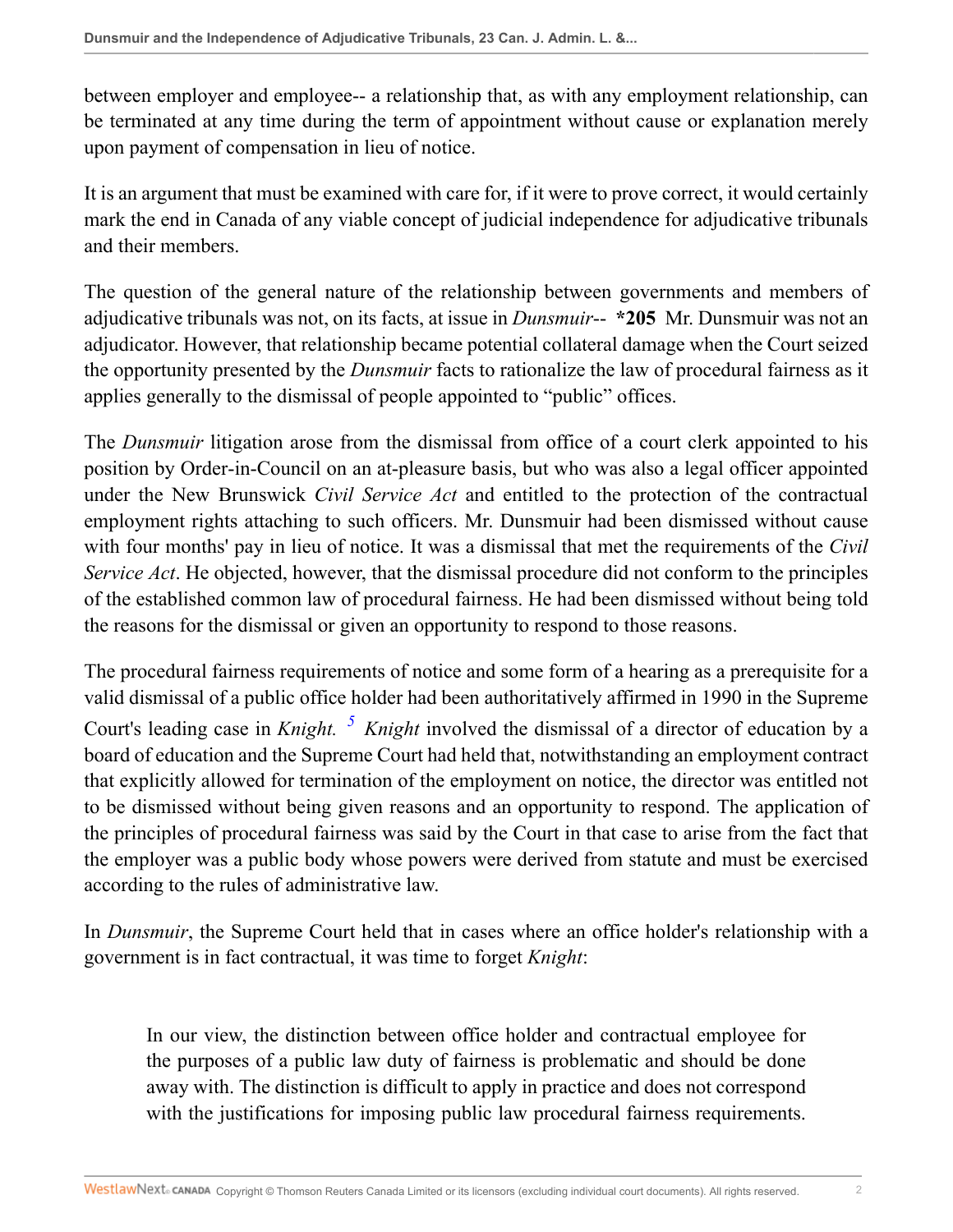between employer and employee-- a relationship that, as with any employment relationship, can be terminated at any time during the term of appointment without cause or explanation merely upon payment of compensation in lieu of notice.

It is an argument that must be examined with care for, if it were to prove correct, it would certainly mark the end in Canada of any viable concept of judicial independence for adjudicative tribunals and their members.

The question of the general nature of the relationship between governments and members of adjudicative tribunals was not, on its facts, at issue in *Dunsmuir*-- **\*205** Mr. Dunsmuir was not an adjudicator. However, that relationship became potential collateral damage when the Court seized the opportunity presented by the *Dunsmuir* facts to rationalize the law of procedural fairness as it applies generally to the dismissal of people appointed to "public" offices.

The *Dunsmuir* litigation arose from the dismissal from office of a court clerk appointed to his position by Order-in-Council on an at-pleasure basis, but who was also a legal officer appointed under the New Brunswick *Civil Service Act* and entitled to the protection of the contractual employment rights attaching to such officers. Mr. Dunsmuir had been dismissed without cause with four months' pay in lieu of notice. It was a dismissal that met the requirements of the *Civil Service Act*. He objected, however, that the dismissal procedure did not conform to the principles of the established common law of procedural fairness. He had been dismissed without being told the reasons for the dismissal or given an opportunity to respond to those reasons.

The procedural fairness requirements of notice and some form of a hearing as a prerequisite for a valid dismissal of a public office holder had been authoritatively affirmed in 1990 in the Supreme Court's leading case in *Knight.* [5] *Knight* involved the dismissal of a director of education by a board of education and the Supreme Court had held that, notwithstanding an employment contract that explicitly allowed for termination of the employment on notice, the director was entitled not to be dismissed without being given reasons and an opportunity to respond. The application of the principles of procedural fairness was said by the Court in that case to arise from the fact that the employer was a public body whose powers were derived from statute and must be exercised according to the rules of administrative law.

In *Dunsmuir*, the Supreme Court held that in cases where an office holder's relationship with a government is in fact contractual, it was time to forget *Knight*:

> In our view, the distinction between office holder and contractual employee for the purposes of a public law duty of fairness is problematic and should be done away with. The distinction is difficult to apply in practice and does not correspond with the justifications for imposing public law procedural fairness requirements.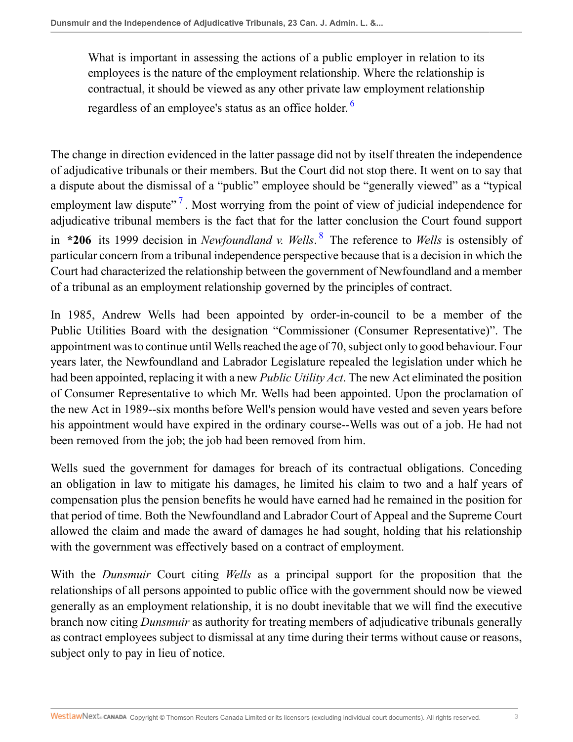> What is important in assessing the actions of a public employer in relation to its employees is the nature of the employment relationship. Where the relationship is contractual, it should be viewed as any other private law employment relationship regardless of an employee's status as an office holder. [6]

The change in direction evidenced in the latter passage did not by itself threaten the independence of adjudicative tribunals or their members. But the Court did not stop there. It went on to say that a dispute about the dismissal of a "public" employee should be "generally viewed" as a "typical employment law dispute" [7]. Most worrying from the point of view of judicial independence for adjudicative tribunal members is the fact that for the latter conclusion the Court found support in **\*206** its 1999 decision in *Newfoundland v. Wells*. [8] The reference to *Wells* is ostensibly of particular concern from a tribunal independence perspective because that is a decision in which the Court had characterized the relationship between the government of Newfoundland and a member of a tribunal as an employment relationship governed by the principles of contract.

In 1985, Andrew Wells had been appointed by order-in-council to be a member of the Public Utilities Board with the designation "Commissioner (Consumer Representative)". The appointment was to continue until Wells reached the age of 70, subject only to good behaviour. Four years later, the Newfoundland and Labrador Legislature repealed the legislation under which he had been appointed, replacing it with a new *Public Utility Act*. The new Act eliminated the position of Consumer Representative to which Mr. Wells had been appointed. Upon the proclamation of the new Act in 1989--six months before Well's pension would have vested and seven years before his appointment would have expired in the ordinary course--Wells was out of a job. He had not been removed from the job; the job had been removed from him.

Wells sued the government for damages for breach of its contractual obligations. Conceding an obligation in law to mitigate his damages, he limited his claim to two and a half years of compensation plus the pension benefits he would have earned had he remained in the position for that period of time. Both the Newfoundland and Labrador Court of Appeal and the Supreme Court allowed the claim and made the award of damages he had sought, holding that his relationship with the government was effectively based on a contract of employment.

With the *Dunsmuir* Court citing *Wells* as a principal support for the proposition that the relationships of all persons appointed to public office with the government should now be viewed generally as an employment relationship, it is no doubt inevitable that we will find the executive branch now citing *Dunsmuir* as authority for treating members of adjudicative tribunals generally as contract employees subject to dismissal at any time during their terms without cause or reasons, subject only to pay in lieu of notice.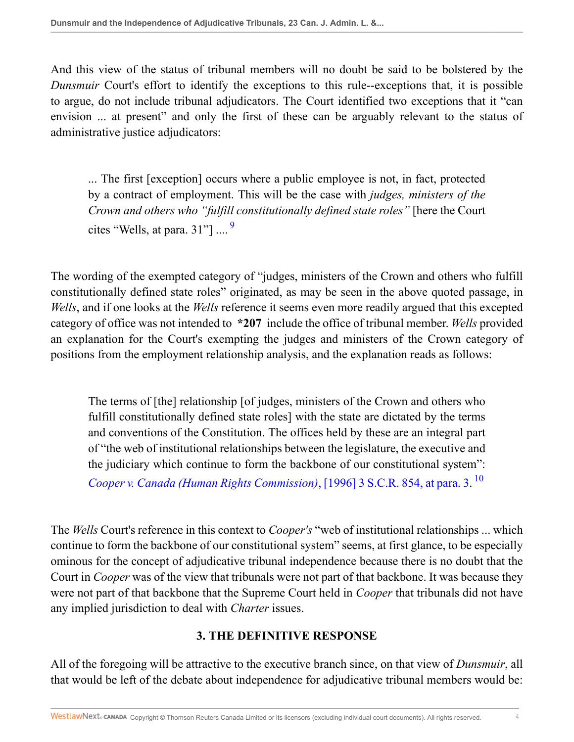And this view of the status of tribunal members will no doubt be said to be bolstered by the *Dunsmuir* Court's effort to identify the exceptions to this rule--exceptions that, it is possible to argue, do not include tribunal adjudicators. The Court identified two exceptions that it "can envision ... at present" and only the first of these can be arguably relevant to the status of administrative justice adjudicators:

> ... The first [exception] occurs where a public employee is not, in fact, protected by a contract of employment. This will be the case with *judges, ministers of the Crown and others who "fulfill constitutionally defined state roles"* [here the Court cites "Wells, at para. 31"] .... [9]

The wording of the exempted category of "judges, ministers of the Crown and others who fulfill constitutionally defined state roles" originated, as may be seen in the above quoted passage, in *Wells*, and if one looks at the *Wells* reference it seems even more readily argued that this excepted category of office was not intended to **\*207** include the office of tribunal member. *Wells* provided an explanation for the Court's exempting the judges and ministers of the Crown category of positions from the employment relationship analysis, and the explanation reads as follows:

> The terms of [the] relationship [of judges, ministers of the Crown and others who fulfill constitutionally defined state roles] with the state are dictated by the terms and conventions of the Constitution. The offices held by these are an integral part of "the web of institutional relationships between the legislature, the executive and the judiciary which continue to form the backbone of our constitutional system": *Cooper v. Canada (Human Rights Commission)*, [1996] 3 S.C.R. 854, at para. 3. [10]

The *Wells* Court's reference in this context to *Cooper's* "web of institutional relationships ... which continue to form the backbone of our constitutional system" seems, at first glance, to be especially ominous for the concept of adjudicative tribunal independence because there is no doubt that the Court in *Cooper* was of the view that tribunals were not part of that backbone. It was because they were not part of that backbone that the Supreme Court held in *Cooper* that tribunals did not have any implied jurisdiction to deal with *Charter* issues.

### 3. THE DEFINITIVE RESPONSE

All of the foregoing will be attractive to the executive branch since, on that view of *Dunsmuir*, all that would be left of the debate about independence for adjudicative tribunal members would be: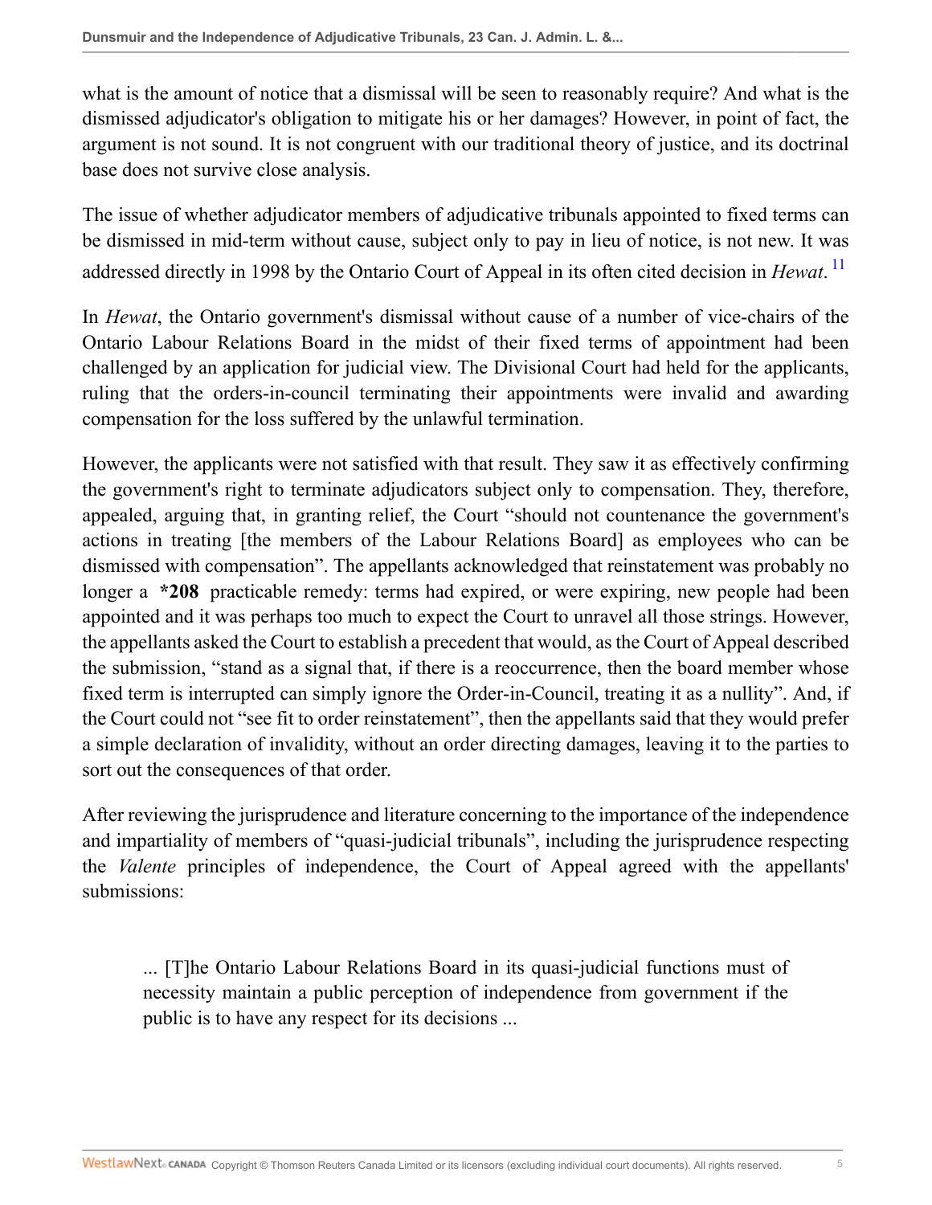what is the amount of notice that a dismissal will be seen to reasonably require? And what is the dismissed adjudicator's obligation to mitigate his or her damages? However, in point of fact, the argument is not sound. It is not congruent with our traditional theory of justice, and its doctrinal base does not survive close analysis.

The issue of whether adjudicator members of adjudicative tribunals appointed to fixed terms can be dismissed in mid-term without cause, subject only to pay in lieu of notice, is not new. It was addressed directly in 1998 by the Ontario Court of Appeal in its often cited decision in *Hewat*. [11]

In *Hewat*, the Ontario government's dismissal without cause of a number of vice-chairs of the Ontario Labour Relations Board in the midst of their fixed terms of appointment had been challenged by an application for judicial view. The Divisional Court had held for the applicants, ruling that the orders-in-council terminating their appointments were invalid and awarding compensation for the loss suffered by the unlawful termination.

However, the applicants were not satisfied with that result. They saw it as effectively confirming the government's right to terminate adjudicators subject only to compensation. They, therefore, appealed, arguing that, in granting relief, the Court "should not countenance the government's actions in treating [the members of the Labour Relations Board] as employees who can be dismissed with compensation". The appellants acknowledged that reinstatement was probably no longer a **\*208** practicable remedy: terms had expired, or were expiring, new people had been appointed and it was perhaps too much to expect the Court to unravel all those strings. However, the appellants asked the Court to establish a precedent that would, as the Court of Appeal described the submission, "stand as a signal that, if there is a reoccurrence, then the board member whose fixed term is interrupted can simply ignore the Order-in-Council, treating it as a nullity". And, if the Court could not "see fit to order reinstatement", then the appellants said that they would prefer a simple declaration of invalidity, without an order directing damages, leaving it to the parties to sort out the consequences of that order.

After reviewing the jurisprudence and literature concerning to the importance of the independence and impartiality of members of "quasi-judicial tribunals", including the jurisprudence respecting the *Valente* principles of independence, the Court of Appeal agreed with the appellants' submissions:

> ... [T]he Ontario Labour Relations Board in its quasi-judicial functions must of necessity maintain a public perception of independence from government if the public is to have any respect for its decisions ...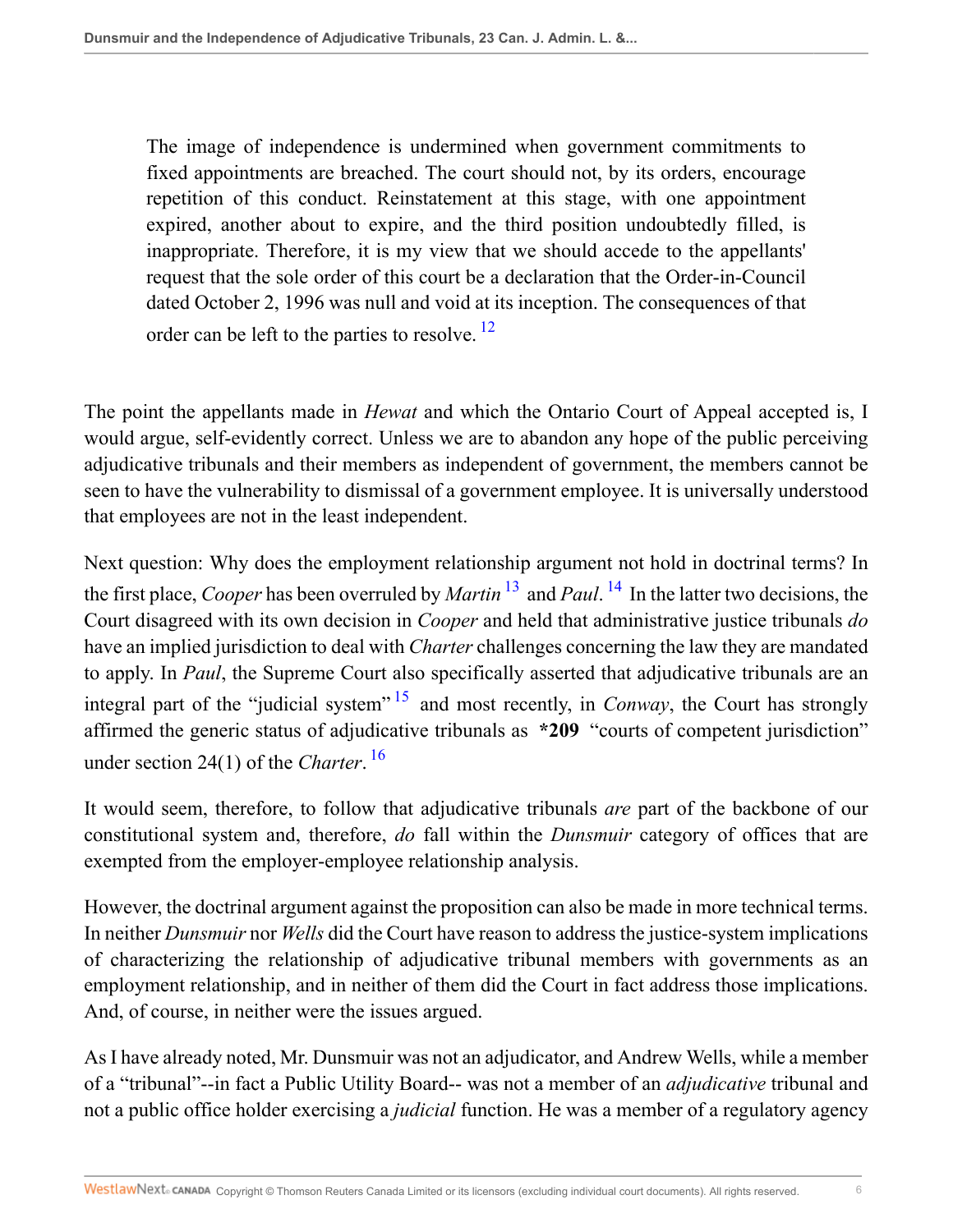> The image of independence is undermined when government commitments to fixed appointments are breached. The court should not, by its orders, encourage repetition of this conduct. Reinstatement at this stage, with one appointment expired, another about to expire, and the third position undoubtedly filled, is inappropriate. Therefore, it is my view that we should accede to the appellants' request that the sole order of this court be a declaration that the Order-in-Council dated October 2, 1996 was null and void at its inception. The consequences of that order can be left to the parties to resolve. [12]

The point the appellants made in *Hewat* and which the Ontario Court of Appeal accepted is, I would argue, self-evidently correct. Unless we are to abandon any hope of the public perceiving adjudicative tribunals and their members as independent of government, the members cannot be seen to have the vulnerability to dismissal of a government employee. It is universally understood that employees are not in the least independent.

Next question: Why does the employment relationship argument not hold in doctrinal terms? In the first place, *Cooper* has been overruled by *Martin* [13] and *Paul*. [14] In the latter two decisions, the Court disagreed with its own decision in *Cooper* and held that administrative justice tribunals *do* have an implied jurisdiction to deal with *Charter* challenges concerning the law they are mandated to apply. In *Paul*, the Supreme Court also specifically asserted that adjudicative tribunals are an integral part of the "judicial system" [15] and most recently, in *Conway*, the Court has strongly affirmed the generic status of adjudicative tribunals as **\*209** "courts of competent jurisdiction" under section 24(1) of the *Charter*. [16]

It would seem, therefore, to follow that adjudicative tribunals *are* part of the backbone of our constitutional system and, therefore, *do* fall within the *Dunsmuir* category of offices that are exempted from the employer-employee relationship analysis.

However, the doctrinal argument against the proposition can also be made in more technical terms. In neither *Dunsmuir* nor *Wells* did the Court have reason to address the justice-system implications of characterizing the relationship of adjudicative tribunal members with governments as an employment relationship, and in neither of them did the Court in fact address those implications. And, of course, in neither were the issues argued.

As I have already noted, Mr. Dunsmuir was not an adjudicator, and Andrew Wells, while a member of a "tribunal"--in fact a Public Utility Board-- was not a member of an *adjudicative* tribunal and not a public office holder exercising a *judicial* function. He was a member of a regulatory agency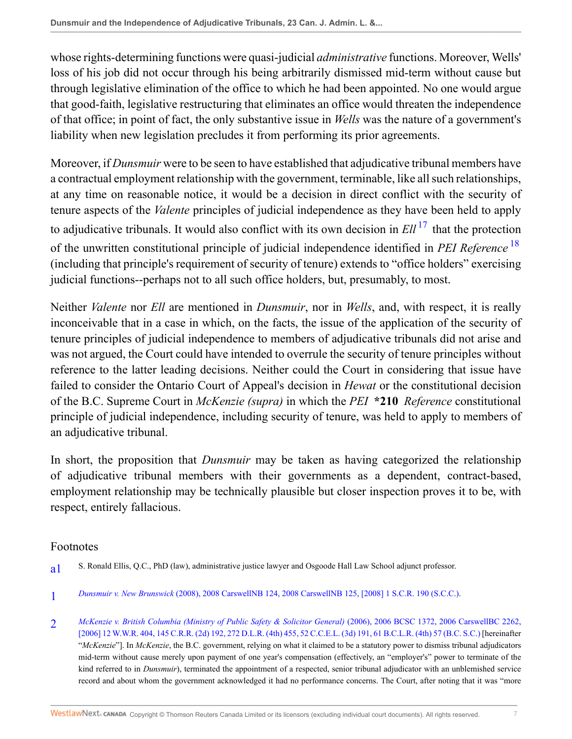whose rights-determining functions were quasi-judicial *administrative* functions. Moreover, Wells' loss of his job did not occur through his being arbitrarily dismissed mid-term without cause but through legislative elimination of the office to which he had been appointed. No one would argue that good-faith, legislative restructuring that eliminates an office would threaten the independence of that office; in point of fact, the only substantive issue in *Wells* was the nature of a government's liability when new legislation precludes it from performing its prior agreements.

Moreover, if *Dunsmuir* were to be seen to have established that adjudicative tribunal members have a contractual employment relationship with the government, terminable, like all such relationships, at any time on reasonable notice, it would be a decision in direct conflict with the security of tenure aspects of the *Valente* principles of judicial independence as they have been held to apply to adjudicative tribunals. It would also conflict with its own decision in *Ell*[17] that the protection of the unwritten constitutional principle of judicial independence identified in *PEI Reference*[18] (including that principle's requirement of security of tenure) extends to "office holders" exercising judicial functions--perhaps not to all such office holders, but, presumably, to most.

Neither *Valente* nor *Ell* are mentioned in *Dunsmuir*, nor in *Wells*, and, with respect, it is really inconceivable that in a case in which, on the facts, the issue of the application of the security of tenure principles of judicial independence to members of adjudicative tribunals did not arise and was not argued, the Court could have intended to overrule the security of tenure principles without reference to the latter leading decisions. Neither could the Court in considering that issue have failed to consider the Ontario Court of Appeal's decision in *Hewat* or the constitutional decision of the B.C. Supreme Court in *McKenzie (supra)* in which the *PEI* **\*210** *Reference* constitutional principle of judicial independence, including security of tenure, was held to apply to members of an adjudicative tribunal.

In short, the proposition that *Dunsmuir* may be taken as having categorized the relationship of adjudicative tribunal members with their governments as a dependent, contract-based, employment relationship may be technically plausible but closer inspection proves it to be, with respect, entirely fallacious.

## Footnotes

a1 S. Ronald Ellis, Q.C., PhD (law), administrative justice lawyer and Osgoode Hall Law School adjunct professor.

1 *Dunsmuir v. New Brunswick* (2008), 2008 CarswellNB 124, 2008 CarswellNB 125, [2008] 1 S.C.R. 190 (S.C.C.).

2 *McKenzie v. British Columbia (Ministry of Public Safety & Solicitor General)* (2006), 2006 BCSC 1372, 2006 CarswellBC 2262, [2006] 12 W.W.R. 404, 145 C.R.R. (2d) 192, 272 D.L.R. (4th) 455, 52 C.C.E.L. (3d) 191, 61 B.C.L.R. (4th) 57 (B.C. S.C.) [hereinafter "*McKenzie*"]. In *McKenzie*, the B.C. government, relying on what it claimed to be a statutory power to dismiss tribunal adjudicators mid-term without cause merely upon payment of one year's compensation (effectively, an "employer's" power to terminate of the kind referred to in *Dunsmuir*), terminated the appointment of a respected, senior tribunal adjudicator with an unblemished service record and about whom the government acknowledged it had no performance concerns. The Court, after noting that it was "more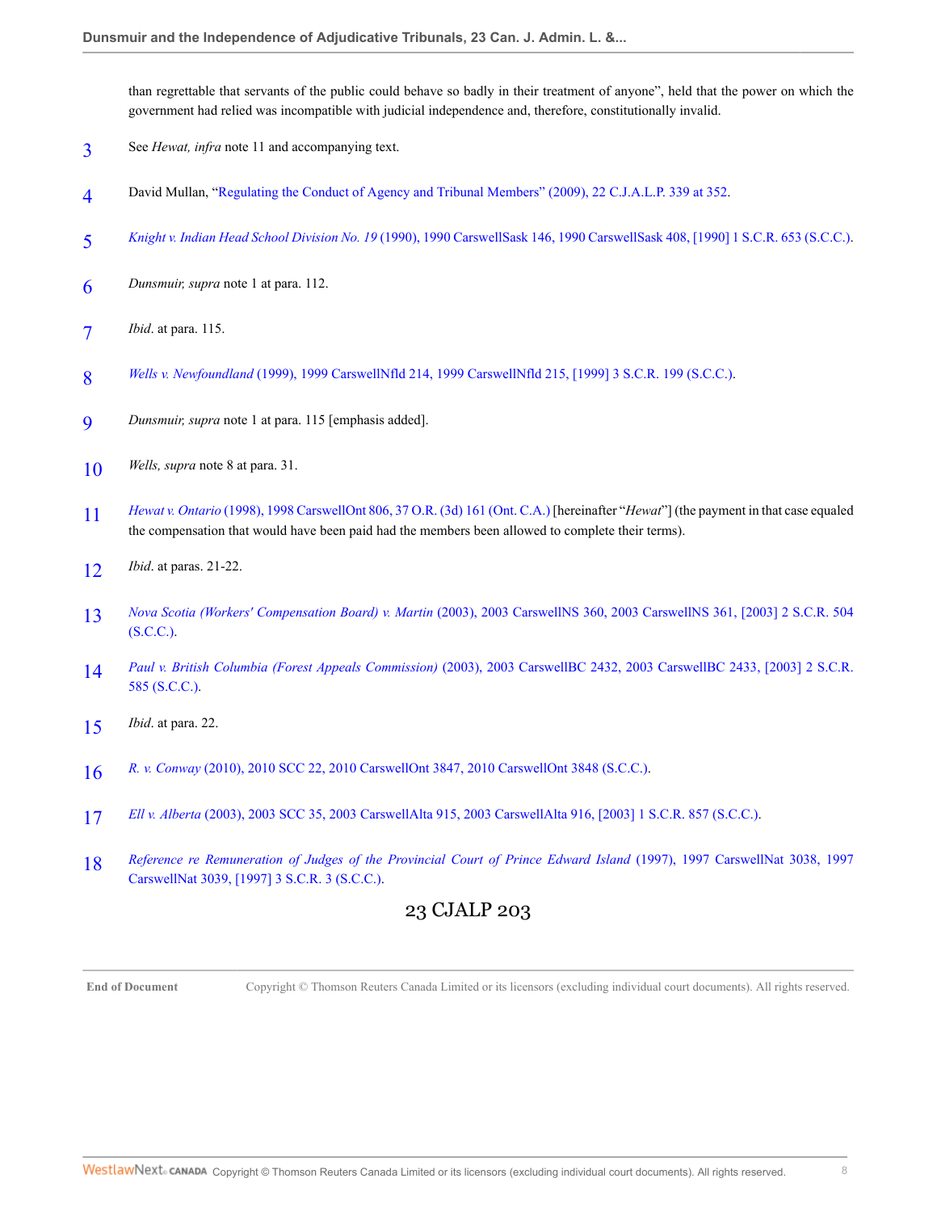than regrettable that servants of the public could behave so badly in their treatment of anyone", held that the power on which the government had relied was incompatible with judicial independence and, therefore, constitutionally invalid.

3 See *Hewat, infra* note 11 and accompanying text.

4 David Mullan, "Regulating the Conduct of Agency and Tribunal Members" (2009), 22 C.J.A.L.P. 339 at 352.

5 *Knight v. Indian Head School Division No. 19* (1990), 1990 CarswellSask 146, 1990 CarswellSask 408, [1990] 1 S.C.R. 653 (S.C.C.).

6 *Dunsmuir, supra* note 1 at para. 112.

7 *Ibid*. at para. 115.

8 *Wells v. Newfoundland* (1999), 1999 CarswellNfld 214, 1999 CarswellNfld 215, [1999] 3 S.C.R. 199 (S.C.C.).

9 *Dunsmuir, supra* note 1 at para. 115 [emphasis added].

10 *Wells, supra* note 8 at para. 31.

11 *Hewat v. Ontario* (1998), 1998 CarswellOnt 806, 37 O.R. (3d) 161 (Ont. C.A.) [hereinafter "*Hewat*"] (the payment in that case equaled the compensation that would have been paid had the members been allowed to complete their terms).

12 *Ibid*. at paras. 21-22.

13 *Nova Scotia (Workers' Compensation Board) v. Martin* (2003), 2003 CarswellNS 360, 2003 CarswellNS 361, [2003] 2 S.C.R. 504 (S.C.C.).

14 *Paul v. British Columbia (Forest Appeals Commission)* (2003), 2003 CarswellBC 2432, 2003 CarswellBC 2433, [2003] 2 S.C.R. 585 (S.C.C.).

15 *Ibid*. at para. 22.

16 *R. v. Conway* (2010), 2010 SCC 22, 2010 CarswellOnt 3847, 2010 CarswellOnt 3848 (S.C.C.).

17 *Ell v. Alberta* (2003), 2003 SCC 35, 2003 CarswellAlta 915, 2003 CarswellAlta 916, [2003] 1 S.C.R. 857 (S.C.C.).

18 *Reference re Remuneration of Judges of the Provincial Court of Prince Edward Island* (1997), 1997 CarswellNat 3038, 1997 CarswellNat 3039, [1997] 3 S.C.R. 3 (S.C.C.).

23 CJALP 203